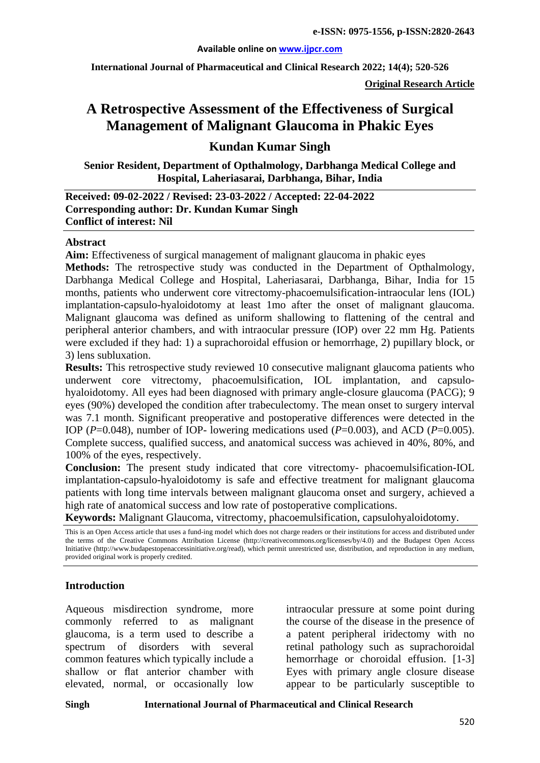**e-ISSN: 0975-1556, p-ISSN:2820-2643**

**Available online on www.ijpcr.com**

**International Journal of Pharmaceutical and Clinical Research 2022; 14(4); 520-526**

**Original Research Article**

# A Retrospective Assessment of the Effectiveness of Surgical Management of Malignant Glaucoma in Phakic Eyes

## Kundan Kumar Singh

**Senior Resident, Department of Opthalmology, Darbhanga Medical College and Hospital, Laheriasarai, Darbhanga, Bihar, India**

**Received: 09-02-2022 / Revised: 23-03-2022 / Accepted: 22-04-2022**
**Corresponding author: Dr. Kundan Kumar Singh**
**Conflict of interest: Nil**

### Abstract

**Aim:** Effectiveness of surgical management of malignant glaucoma in phakic eyes

**Methods:** The retrospective study was conducted in the Department of Opthalmology, Darbhanga Medical College and Hospital, Laheriasarai, Darbhanga, Bihar, India for 15 months, patients who underwent core vitrectomy-phacoemulsification-intraocular lens (IOL) implantation-capsulo-hyaloidotomy at least 1mo after the onset of malignant glaucoma. Malignant glaucoma was defined as uniform shallowing to flattening of the central and peripheral anterior chambers, and with intraocular pressure (IOP) over 22 mm Hg. Patients were excluded if they had: 1) a suprachoroidal effusion or hemorrhage, 2) pupillary block, or 3) lens subluxation.

**Results:** This retrospective study reviewed 10 consecutive malignant glaucoma patients who underwent core vitrectomy, phacoemulsification, IOL implantation, and capsulo-hyaloidotomy. All eyes had been diagnosed with primary angle-closure glaucoma (PACG); 9 eyes (90%) developed the condition after trabeculectomy. The mean onset to surgery interval was 7.1 month. Significant preoperative and postoperative differences were detected in the IOP ($P$=0.048), number of IOP- lowering medications used ($P$=0.003), and ACD ($P$=0.005). Complete success, qualified success, and anatomical success was achieved in 40%, 80%, and 100% of the eyes, respectively.

**Conclusion:** The present study indicated that core vitrectomy- phacoemulsification-IOL implantation-capsulo-hyaloidotomy is safe and effective treatment for malignant glaucoma patients with long time intervals between malignant glaucoma onset and surgery, achieved a high rate of anatomical success and low rate of postoperative complications.

**Keywords:** Malignant Glaucoma, vitrectomy, phacoemulsification, capsulohyaloidotomy.

This is an Open Access article that uses a fund-ing model which does not charge readers or their institutions for access and distributed under the terms of the Creative Commons Attribution License (http://creativecommons.org/licenses/by/4.0) and the Budapest Open Access Initiative (http://www.budapestopenaccessinitiative.org/read), which permit unrestricted use, distribution, and reproduction in any medium, provided original work is properly credited.

### Introduction

Aqueous misdirection syndrome, more commonly referred to as malignant glaucoma, is a term used to describe a spectrum of disorders with several common features which typically include a shallow or flat anterior chamber with elevated, normal, or occasionally low intraocular pressure at some point during the course of the disease in the presence of a patent peripheral iridectomy with no retinal pathology such as suprachoroidal hemorrhage or choroidal effusion. [1-3] Eyes with primary angle closure disease appear to be particularly susceptible to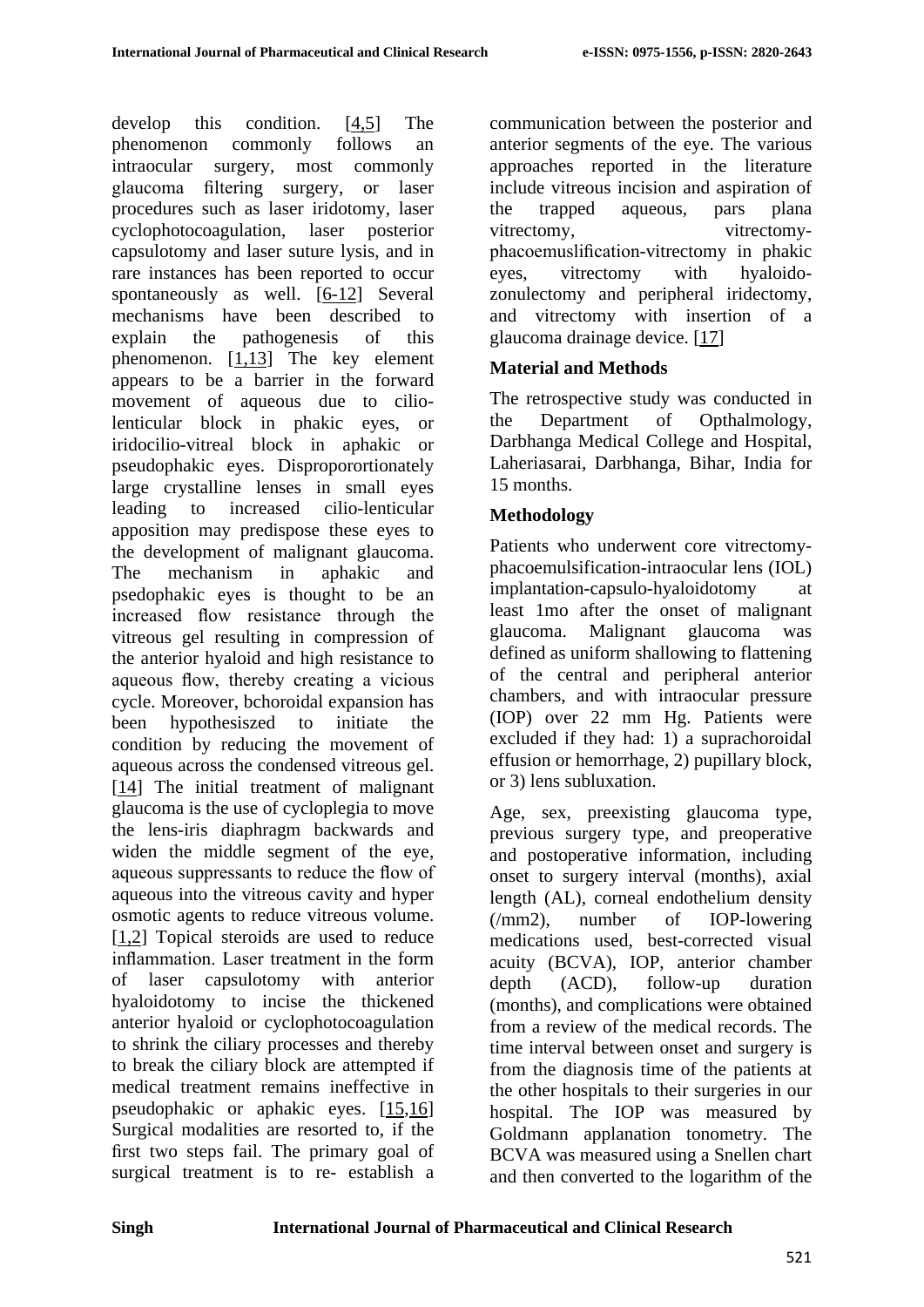develop this condition. [4,5] The phenomenon commonly follows an intraocular surgery, most commonly glaucoma filtering surgery, or laser procedures such as laser iridotomy, laser cyclophotocoagulation, laser posterior capsulotomy and laser suture lysis, and in rare instances has been reported to occur spontaneously as well. [6-12] Several mechanisms have been described to explain the pathogenesis of this phenomenon. [1,13] The key element appears to be a barrier in the forward movement of aqueous due to cilio-lenticular block in phakic eyes, or iridocilio-vitreal block in aphakic or pseudophakic eyes. Disproporortionately large crystalline lenses in small eyes leading to increased cilio-lenticular apposition may predispose these eyes to the development of malignant glaucoma. The mechanism in aphakic and psedophakic eyes is thought to be an increased flow resistance through the vitreous gel resulting in compression of the anterior hyaloid and high resistance to aqueous flow, thereby creating a vicious cycle. Moreover, bchoroidal expansion has been hypothesiszed to initiate the condition by reducing the movement of aqueous across the condensed vitreous gel. [14] The initial treatment of malignant glaucoma is the use of cycloplegia to move the lens-iris diaphragm backwards and widen the middle segment of the eye, aqueous suppressants to reduce the flow of aqueous into the vitreous cavity and hyper osmotic agents to reduce vitreous volume. [1,2] Topical steroids are used to reduce inflammation. Laser treatment in the form of laser capsulotomy with anterior hyaloidotomy to incise the thickened anterior hyaloid or cyclophotocoagulation to shrink the ciliary processes and thereby to break the ciliary block are attempted if medical treatment remains ineffective in pseudophakic or aphakic eyes. [15,16] Surgical modalities are resorted to, if the first two steps fail. The primary goal of surgical treatment is to re- establish a communication between the posterior and anterior segments of the eye. The various approaches reported in the literature include vitreous incision and aspiration of the trapped aqueous, pars plana vitrectomy, vitrectomy-phacoemuslification-vitrectomy in phakic eyes, vitrectomy with hyaloido-zonulectomy and peripheral iridectomy, and vitrectomy with insertion of a glaucoma drainage device. [17]

## Material and Methods

The retrospective study was conducted in the Department of Opthalmology, Darbhanga Medical College and Hospital, Laheriasarai, Darbhanga, Bihar, India for 15 months.

## Methodology

Patients who underwent core vitrectomy-phacoemulsification-intraocular lens (IOL) implantation-capsulo-hyaloidotomy at least 1mo after the onset of malignant glaucoma. Malignant glaucoma was defined as uniform shallowing to flattening of the central and peripheral anterior chambers, and with intraocular pressure (IOP) over 22 mm Hg. Patients were excluded if they had: 1) a suprachoroidal effusion or hemorrhage, 2) pupillary block, or 3) lens subluxation.

Age, sex, preexisting glaucoma type, previous surgery type, and preoperative and postoperative information, including onset to surgery interval (months), axial length (AL), corneal endothelium density (/mm2), number of IOP-lowering medications used, best-corrected visual acuity (BCVA), IOP, anterior chamber depth (ACD), follow-up duration (months), and complications were obtained from a review of the medical records. The time interval between onset and surgery is from the diagnosis time of the patients at the other hospitals to their surgeries in our hospital. The IOP was measured by Goldmann applanation tonometry. The BCVA was measured using a Snellen chart and then converted to the logarithm of the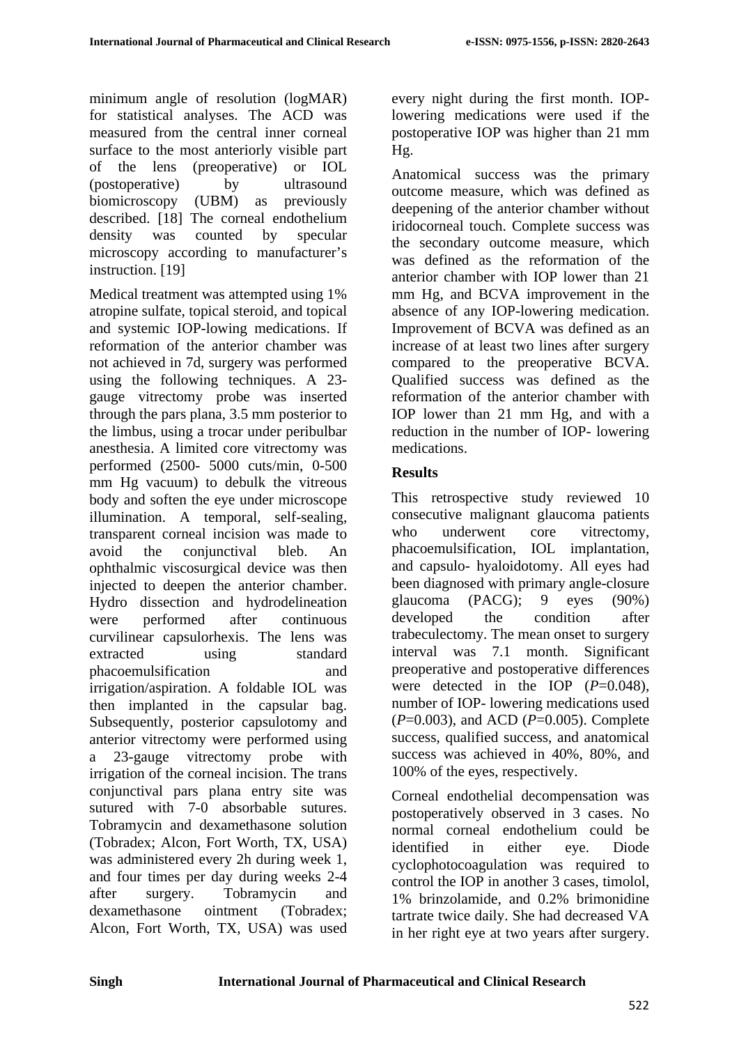minimum angle of resolution (logMAR) for statistical analyses. The ACD was measured from the central inner corneal surface to the most anteriorly visible part of the lens (preoperative) or IOL (postoperative) by ultrasound biomicroscopy (UBM) as previously described. [18] The corneal endothelium density was counted by specular microscopy according to manufacturer's instruction. [19]

Medical treatment was attempted using 1% atropine sulfate, topical steroid, and topical and systemic IOP-lowing medications. If reformation of the anterior chamber was not achieved in 7d, surgery was performed using the following techniques. A 23-gauge vitrectomy probe was inserted through the pars plana, 3.5 mm posterior to the limbus, using a trocar under peribulbar anesthesia. A limited core vitrectomy was performed (2500- 5000 cuts/min, 0-500 mm Hg vacuum) to debulk the vitreous body and soften the eye under microscope illumination. A temporal, self-sealing, transparent corneal incision was made to avoid the conjunctival bleb. An ophthalmic viscosurgical device was then injected to deepen the anterior chamber. Hydro dissection and hydrodelineation were performed after continuous curvilinear capsulorhexis. The lens was extracted using standard phacoemulsification and irrigation/aspiration. A foldable IOL was then implanted in the capsular bag. Subsequently, posterior capsulotomy and anterior vitrectomy were performed using a 23-gauge vitrectomy probe with irrigation of the corneal incision. The trans conjunctival pars plana entry site was sutured with 7-0 absorbable sutures. Tobramycin and dexamethasone solution (Tobradex; Alcon, Fort Worth, TX, USA) was administered every 2h during week 1, and four times per day during weeks 2-4 after surgery. Tobramycin and dexamethasone ointment (Tobradex; Alcon, Fort Worth, TX, USA) was used every night during the first month. IOP-lowering medications were used if the postoperative IOP was higher than 21 mm Hg.

Anatomical success was the primary outcome measure, which was defined as deepening of the anterior chamber without iridocorneal touch. Complete success was the secondary outcome measure, which was defined as the reformation of the anterior chamber with IOP lower than 21 mm Hg, and BCVA improvement in the absence of any IOP-lowering medication. Improvement of BCVA was defined as an increase of at least two lines after surgery compared to the preoperative BCVA. Qualified success was defined as the reformation of the anterior chamber with IOP lower than 21 mm Hg, and with a reduction in the number of IOP- lowering medications.

## Results

This retrospective study reviewed 10 consecutive malignant glaucoma patients who underwent core vitrectomy, phacoemulsification, IOL implantation, and capsulo- hyaloidotomy. All eyes had been diagnosed with primary angle-closure glaucoma (PACG); 9 eyes (90%) developed the condition after trabeculectomy. The mean onset to surgery interval was 7.1 month. Significant preoperative and postoperative differences were detected in the IOP (*P*=0.048), number of IOP- lowering medications used (*P*=0.003), and ACD (*P*=0.005). Complete success, qualified success, and anatomical success was achieved in 40%, 80%, and 100% of the eyes, respectively.

Corneal endothelial decompensation was postoperatively observed in 3 cases. No normal corneal endothelium could be identified in either eye. Diode cyclophotocoagulation was required to control the IOP in another 3 cases, timolol, 1% brinzolamide, and 0.2% brimonidine tartrate twice daily. She had decreased VA in her right eye at two years after surgery.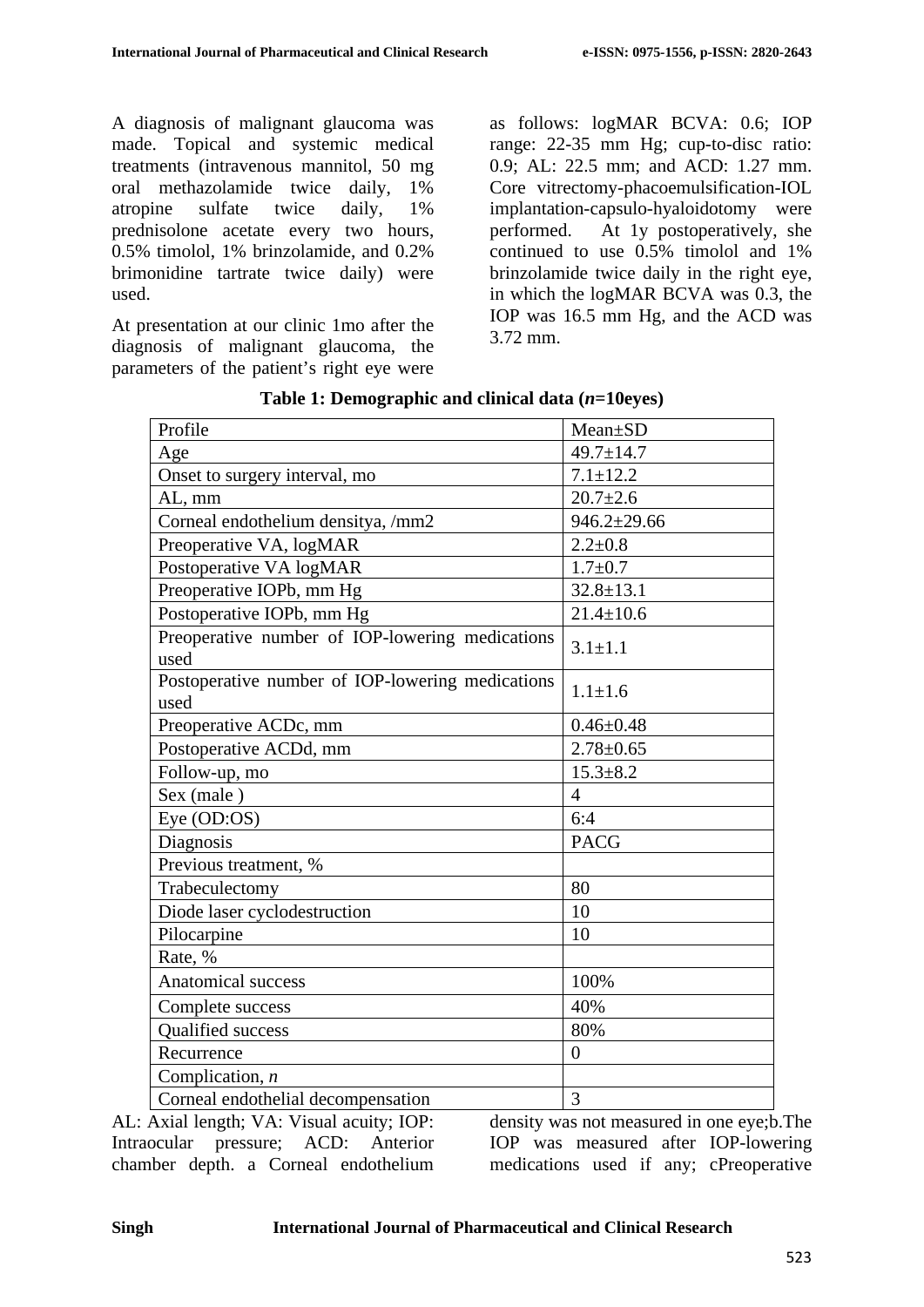A diagnosis of malignant glaucoma was made. Topical and systemic medical treatments (intravenous mannitol, 50 mg oral methazolamide twice daily, 1% atropine sulfate twice daily, 1% prednisolone acetate every two hours, 0.5% timolol, 1% brinzolamide, and 0.2% brimonidine tartrate twice daily) were used.

At presentation at our clinic 1mo after the diagnosis of malignant glaucoma, the parameters of the patient's right eye were as follows: logMAR BCVA: 0.6; IOP range: 22-35 mm Hg; cup-to-disc ratio: 0.9; AL: 22.5 mm; and ACD: 1.27 mm. Core vitrectomy-phacoemulsification-IOL implantation-capsulo-hyaloidotomy were performed. At 1y postoperatively, she continued to use 0.5% timolol and 1% brinzolamide twice daily in the right eye, in which the logMAR BCVA was 0.3, the IOP was 16.5 mm Hg, and the ACD was 3.72 mm.

**Table 1: Demographic and clinical data (*n*=10eyes)**

| Profile | Mean±SD |
|---|---|
| Age | 49.7±14.7 |
| Onset to surgery interval, mo | 7.1±12.2 |
| AL, mm | 20.7±2.6 |
| Corneal endothelium densitya, /mm2 | 946.2±29.66 |
| Preoperative VA, logMAR | 2.2±0.8 |
| Postoperative VA logMAR | 1.7±0.7 |
| Preoperative IOPb, mm Hg | 32.8±13.1 |
| Postoperative IOPb, mm Hg | 21.4±10.6 |
| Preoperative number of IOP-lowering medications used | 3.1±1.1 |
| Postoperative number of IOP-lowering medications used | 1.1±1.6 |
| Preoperative ACDc, mm | 0.46±0.48 |
| Postoperative ACDd, mm | 2.78±0.65 |
| Follow-up, mo | 15.3±8.2 |
| Sex (male ) | 4 |
| Eye (OD:OS) | 6:4 |
| Diagnosis | PACG |
| Previous treatment, % | |
| Trabeculectomy | 80 |
| Diode laser cyclodestruction | 10 |
| Pilocarpine | 10 |
| Rate, % | |
| Anatomical success | 100% |
| Complete success | 40% |
| Qualified success | 80% |
| Recurrence | 0 |
| Complication, *n* | |
| Corneal endothelial decompensation | 3 |

AL: Axial length; VA: Visual acuity; IOP: Intraocular pressure; ACD: Anterior chamber depth. a Corneal endothelium density was not measured in one eye;b.The IOP was measured after IOP-lowering medications used if any; cPreoperative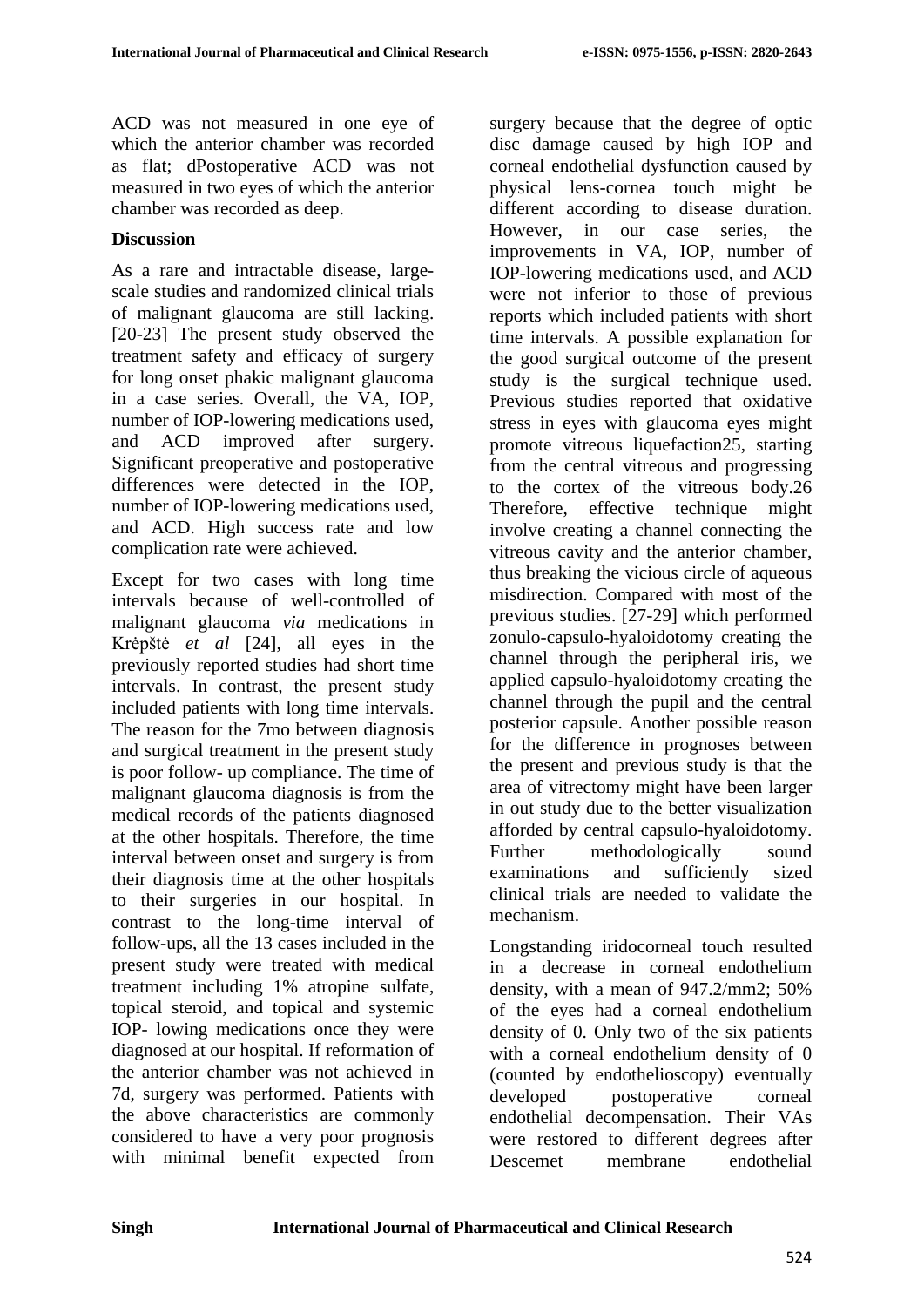ACD was not measured in one eye of which the anterior chamber was recorded as flat; dPostoperative ACD was not measured in two eyes of which the anterior chamber was recorded as deep.

## Discussion

As a rare and intractable disease, large-scale studies and randomized clinical trials of malignant glaucoma are still lacking. [20-23] The present study observed the treatment safety and efficacy of surgery for long onset phakic malignant glaucoma in a case series. Overall, the VA, IOP, number of IOP-lowering medications used, and ACD improved after surgery. Significant preoperative and postoperative differences were detected in the IOP, number of IOP-lowering medications used, and ACD. High success rate and low complication rate were achieved.

Except for two cases with long time intervals because of well-controlled of malignant glaucoma *via* medications in Krėpštė *et al* [24], all eyes in the previously reported studies had short time intervals. In contrast, the present study included patients with long time intervals. The reason for the 7mo between diagnosis and surgical treatment in the present study is poor follow- up compliance. The time of malignant glaucoma diagnosis is from the medical records of the patients diagnosed at the other hospitals. Therefore, the time interval between onset and surgery is from their diagnosis time at the other hospitals to their surgeries in our hospital. In contrast to the long-time interval of follow-ups, all the 13 cases included in the present study were treated with medical treatment including 1% atropine sulfate, topical steroid, and topical and systemic IOP- lowing medications once they were diagnosed at our hospital. If reformation of the anterior chamber was not achieved in 7d, surgery was performed. Patients with the above characteristics are commonly considered to have a very poor prognosis with minimal benefit expected from surgery because that the degree of optic disc damage caused by high IOP and corneal endothelial dysfunction caused by physical lens-cornea touch might be different according to disease duration. However, in our case series, the improvements in VA, IOP, number of IOP-lowering medications used, and ACD were not inferior to those of previous reports which included patients with short time intervals. A possible explanation for the good surgical outcome of the present study is the surgical technique used. Previous studies reported that oxidative stress in eyes with glaucoma eyes might promote vitreous liquefaction25, starting from the central vitreous and progressing to the cortex of the vitreous body.26 Therefore, effective technique might involve creating a channel connecting the vitreous cavity and the anterior chamber, thus breaking the vicious circle of aqueous misdirection. Compared with most of the previous studies. [27-29] which performed zonulo-capsulo-hyaloidotomy creating the channel through the peripheral iris, we applied capsulo-hyaloidotomy creating the channel through the pupil and the central posterior capsule. Another possible reason for the difference in prognoses between the present and previous study is that the area of vitrectomy might have been larger in out study due to the better visualization afforded by central capsulo-hyaloidotomy. Further methodologically sound examinations and sufficiently sized clinical trials are needed to validate the mechanism.

Longstanding iridocorneal touch resulted in a decrease in corneal endothelium density, with a mean of 947.2/mm2; 50% of the eyes had a corneal endothelium density of 0. Only two of the six patients with a corneal endothelium density of 0 (counted by endothelioscopy) eventually developed postoperative corneal endothelial decompensation. Their VAs were restored to different degrees after Descemet membrane endothelial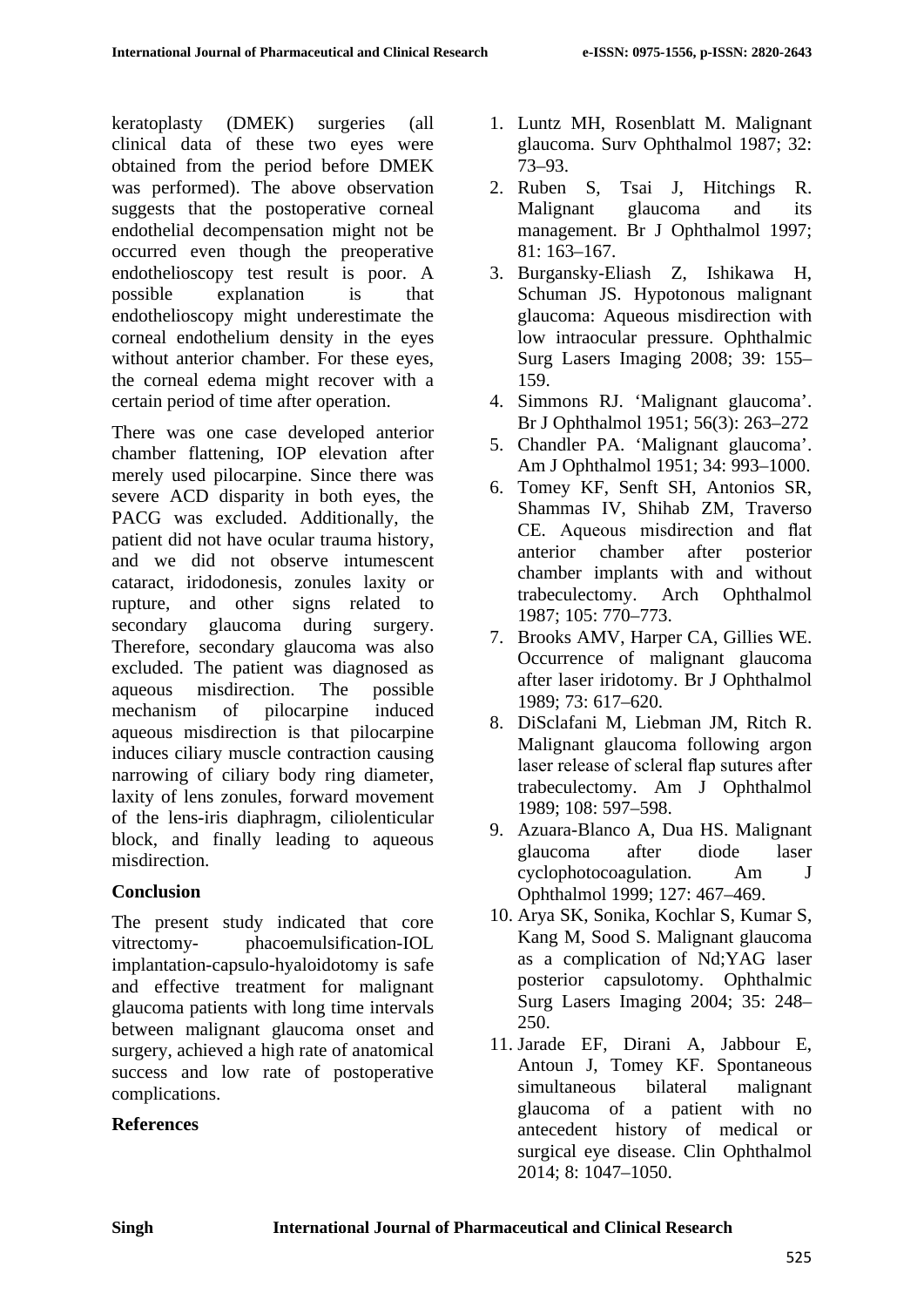keratoplasty (DMEK) surgeries (all clinical data of these two eyes were obtained from the period before DMEK was performed). The above observation suggests that the postoperative corneal endothelial decompensation might not be occurred even though the preoperative endothelioscopy test result is poor. A possible explanation is that endothelioscopy might underestimate the corneal endothelium density in the eyes without anterior chamber. For these eyes, the corneal edema might recover with a certain period of time after operation.

There was one case developed anterior chamber flattening, IOP elevation after merely used pilocarpine. Since there was severe ACD disparity in both eyes, the PACG was excluded. Additionally, the patient did not have ocular trauma history, and we did not observe intumescent cataract, iridodonesis, zonules laxity or rupture, and other signs related to secondary glaucoma during surgery. Therefore, secondary glaucoma was also excluded. The patient was diagnosed as aqueous misdirection. The possible mechanism of pilocarpine induced aqueous misdirection is that pilocarpine induces ciliary muscle contraction causing narrowing of ciliary body ring diameter, laxity of lens zonules, forward movement of the lens-iris diaphragm, ciliolenticular block, and finally leading to aqueous misdirection.

## Conclusion

The present study indicated that core vitrectomy- phacoemulsification-IOL implantation-capsulo-hyaloidotomy is safe and effective treatment for malignant glaucoma patients with long time intervals between malignant glaucoma onset and surgery, achieved a high rate of anatomical success and low rate of postoperative complications.

## References

1. Luntz MH, Rosenblatt M. Malignant glaucoma. Surv Ophthalmol 1987; 32: 73–93.
2. Ruben S, Tsai J, Hitchings R. Malignant glaucoma and its management. Br J Ophthalmol 1997; 81: 163–167.
3. Burgansky-Eliash Z, Ishikawa H, Schuman JS. Hypotonous malignant glaucoma: Aqueous misdirection with low intraocular pressure. Ophthalmic Surg Lasers Imaging 2008; 39: 155–159.
4. Simmons RJ. 'Malignant glaucoma'. Br J Ophthalmol 1951; 56(3): 263–272
5. Chandler PA. 'Malignant glaucoma'. Am J Ophthalmol 1951; 34: 993–1000.
6. Tomey KF, Senft SH, Antonios SR, Shammas IV, Shihab ZM, Traverso CE. Aqueous misdirection and flat anterior chamber after posterior chamber implants with and without trabeculectomy. Arch Ophthalmol 1987; 105: 770–773.
7. Brooks AMV, Harper CA, Gillies WE. Occurrence of malignant glaucoma after laser iridotomy. Br J Ophthalmol 1989; 73: 617–620.
8. DiSclafani M, Liebman JM, Ritch R. Malignant glaucoma following argon laser release of scleral flap sutures after trabeculectomy. Am J Ophthalmol 1989; 108: 597–598.
9. Azuara-Blanco A, Dua HS. Malignant glaucoma after diode laser cyclophotocoagulation. Am J Ophthalmol 1999; 127: 467–469.
10. Arya SK, Sonika, Kochlar S, Kumar S, Kang M, Sood S. Malignant glaucoma as a complication of Nd;YAG laser posterior capsulotomy. Ophthalmic Surg Lasers Imaging 2004; 35: 248–250.
11. Jarade EF, Dirani A, Jabbour E, Antoun J, Tomey KF. Spontaneous simultaneous bilateral malignant glaucoma of a patient with no antecedent history of medical or surgical eye disease. Clin Ophthalmol 2014; 8: 1047–1050.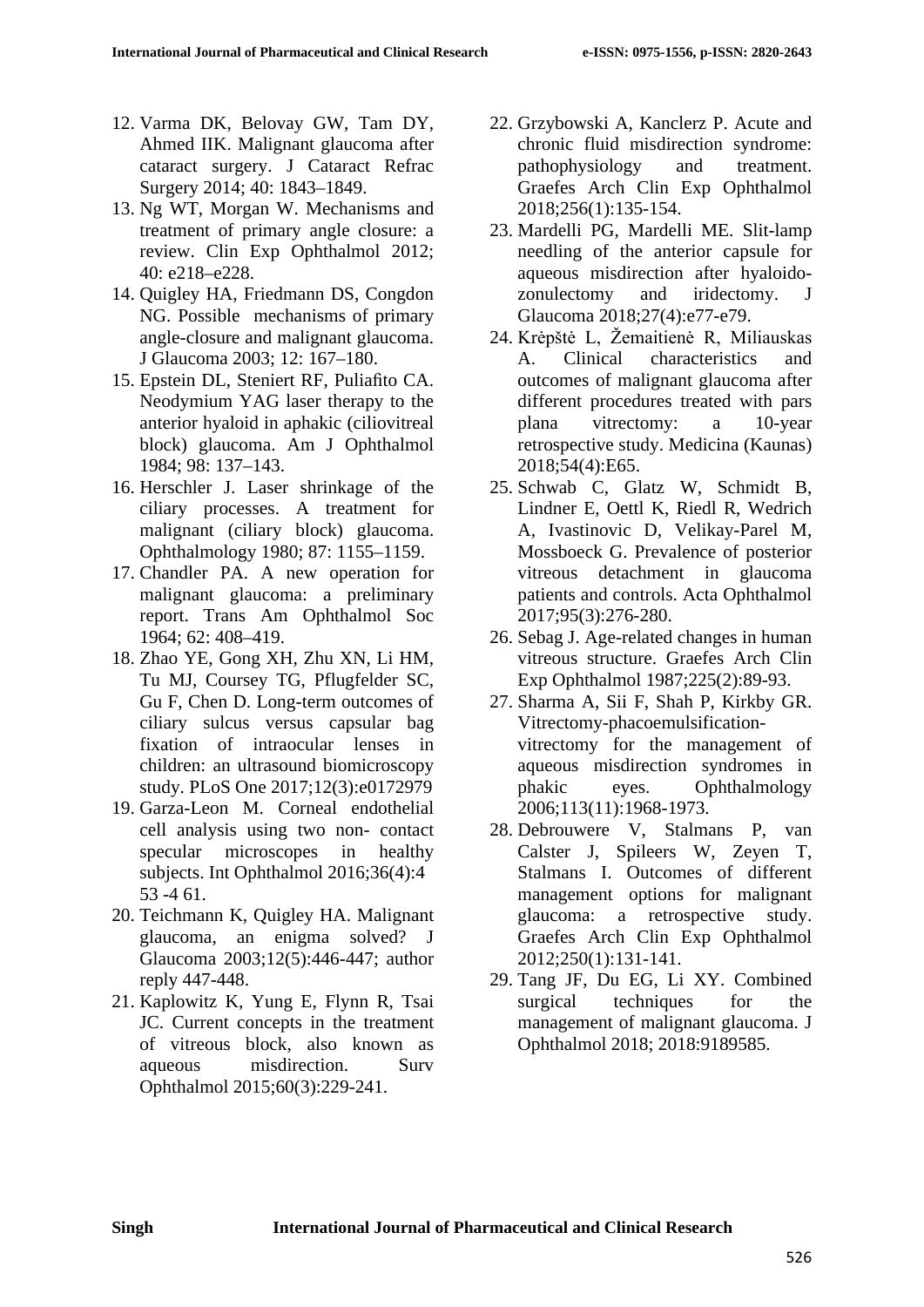12. Varma DK, Belovay GW, Tam DY, Ahmed IIK. Malignant glaucoma after cataract surgery. J Cataract Refrac Surgery 2014; 40: 1843–1849.
13. Ng WT, Morgan W. Mechanisms and treatment of primary angle closure: a review. Clin Exp Ophthalmol 2012; 40: e218–e228.
14. Quigley HA, Friedmann DS, Congdon NG. Possible mechanisms of primary angle-closure and malignant glaucoma. J Glaucoma 2003; 12: 167–180.
15. Epstein DL, Steniert RF, Puliafito CA. Neodymium YAG laser therapy to the anterior hyaloid in aphakic (ciliovitreal block) glaucoma. Am J Ophthalmol 1984; 98: 137–143.
16. Herschler J. Laser shrinkage of the ciliary processes. A treatment for malignant (ciliary block) glaucoma. Ophthalmology 1980; 87: 1155–1159.
17. Chandler PA. A new operation for malignant glaucoma: a preliminary report. Trans Am Ophthalmol Soc 1964; 62: 408–419.
18. Zhao YE, Gong XH, Zhu XN, Li HM, Tu MJ, Coursey TG, Pflugfelder SC, Gu F, Chen D. Long-term outcomes of ciliary sulcus versus capsular bag fixation of intraocular lenses in children: an ultrasound biomicroscopy study. PLoS One 2017;12(3):e0172979
19. Garza-Leon M. Corneal endothelial cell analysis using two non- contact specular microscopes in healthy subjects. Int Ophthalmol 2016;36(4):4 53 -4 61.
20. Teichmann K, Quigley HA. Malignant glaucoma, an enigma solved? J Glaucoma 2003;12(5):446-447; author reply 447-448.
21. Kaplowitz K, Yung E, Flynn R, Tsai JC. Current concepts in the treatment of vitreous block, also known as aqueous misdirection. Surv Ophthalmol 2015;60(3):229-241.
22. Grzybowski A, Kanclerz P. Acute and chronic fluid misdirection syndrome: pathophysiology and treatment. Graefes Arch Clin Exp Ophthalmol 2018;256(1):135-154.
23. Mardelli PG, Mardelli ME. Slit-lamp needling of the anterior capsule for aqueous misdirection after hyaloido-zonulectomy and iridectomy. J Glaucoma 2018;27(4):e77-e79.
24. Krėpštė L, Žemaitienė R, Miliauskas A. Clinical characteristics and outcomes of malignant glaucoma after different procedures treated with pars plana vitrectomy: a 10-year retrospective study. Medicina (Kaunas) 2018;54(4):E65.
25. Schwab C, Glatz W, Schmidt B, Lindner E, Oettl K, Riedl R, Wedrich A, Ivastinovic D, Velikay-Parel M, Mossboeck G. Prevalence of posterior vitreous detachment in glaucoma patients and controls. Acta Ophthalmol 2017;95(3):276-280.
26. Sebag J. Age-related changes in human vitreous structure. Graefes Arch Clin Exp Ophthalmol 1987;225(2):89-93.
27. Sharma A, Sii F, Shah P, Kirkby GR. Vitrectomy-phacoemulsification-vitrectomy for the management of aqueous misdirection syndromes in phakic eyes. Ophthalmology 2006;113(11):1968-1973.
28. Debrouwere V, Stalmans P, van Calster J, Spileers W, Zeyen T, Stalmans I. Outcomes of different management options for malignant glaucoma: a retrospective study. Graefes Arch Clin Exp Ophthalmol 2012;250(1):131-141.
29. Tang JF, Du EG, Li XY. Combined surgical techniques for the management of malignant glaucoma. J Ophthalmol 2018; 2018:9189585.